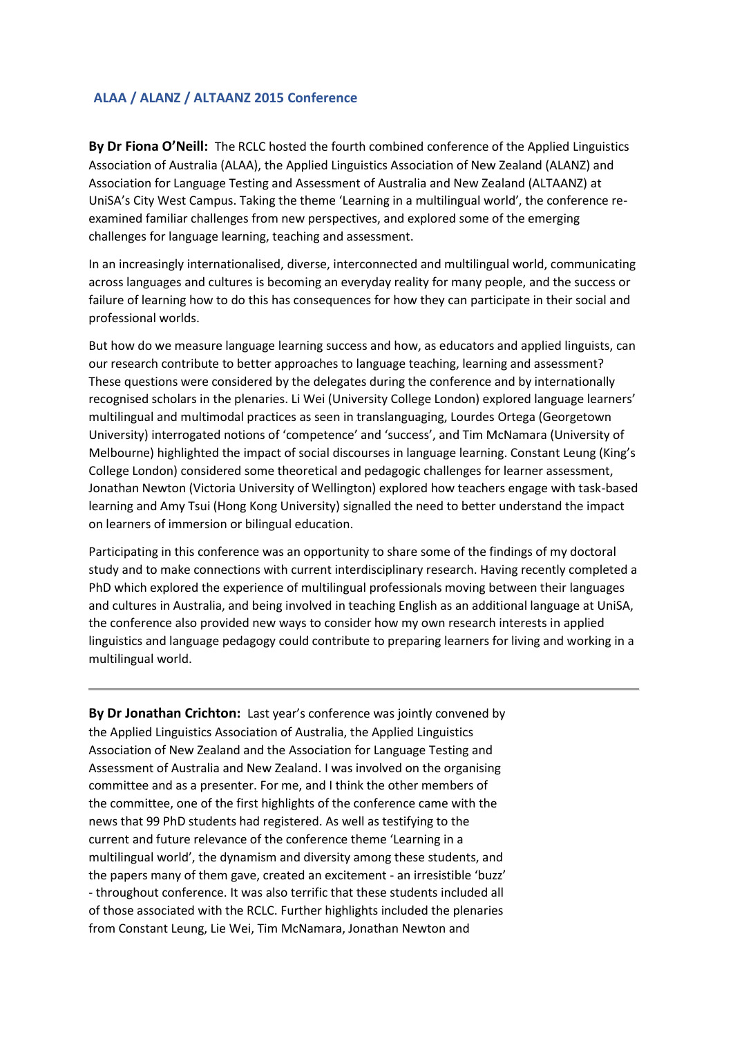## ALAA / ALANZ / ALTAANZ 2015 Conference

**By Dr Fiona O'Neill:** The RCLC hosted the fourth combined conference of the Applied Linguistics Association of Australia (ALAA), the Applied Linguistics Association of New Zealand (ALANZ) and Association for Language Testing and Assessment of Australia and New Zealand (ALTAANZ) at UniSA's City West Campus. Taking the theme 'Learning in a multilingual world', the conference re-examined familiar challenges from new perspectives, and explored some of the emerging challenges for language learning, teaching and assessment.

In an increasingly internationalised, diverse, interconnected and multilingual world, communicating across languages and cultures is becoming an everyday reality for many people, and the success or failure of learning how to do this has consequences for how they can participate in their social and professional worlds.

But how do we measure language learning success and how, as educators and applied linguists, can our research contribute to better approaches to language teaching, learning and assessment? These questions were considered by the delegates during the conference and by internationally recognised scholars in the plenaries. Li Wei (University College London) explored language learners' multilingual and multimodal practices as seen in translanguaging, Lourdes Ortega (Georgetown University) interrogated notions of 'competence' and 'success', and Tim McNamara (University of Melbourne) highlighted the impact of social discourses in language learning. Constant Leung (King's College London) considered some theoretical and pedagogic challenges for learner assessment, Jonathan Newton (Victoria University of Wellington) explored how teachers engage with task-based learning and Amy Tsui (Hong Kong University) signalled the need to better understand the impact on learners of immersion or bilingual education.

Participating in this conference was an opportunity to share some of the findings of my doctoral study and to make connections with current interdisciplinary research. Having recently completed a PhD which explored the experience of multilingual professionals moving between their languages and cultures in Australia, and being involved in teaching English as an additional language at UniSA, the conference also provided new ways to consider how my own research interests in applied linguistics and language pedagogy could contribute to preparing learners for living and working in a multilingual world.

---

**By Dr Jonathan Crichton:** Last year's conference was jointly convened by the Applied Linguistics Association of Australia, the Applied Linguistics Association of New Zealand and the Association for Language Testing and Assessment of Australia and New Zealand. I was involved on the organising committee and as a presenter. For me, and I think the other members of the committee, one of the first highlights of the conference came with the news that 99 PhD students had registered. As well as testifying to the current and future relevance of the conference theme 'Learning in a multilingual world', the dynamism and diversity among these students, and the papers many of them gave, created an excitement - an irresistible 'buzz' - throughout conference. It was also terrific that these students included all of those associated with the RCLC. Further highlights included the plenaries from Constant Leung, Lie Wei, Tim McNamara, Jonathan Newton and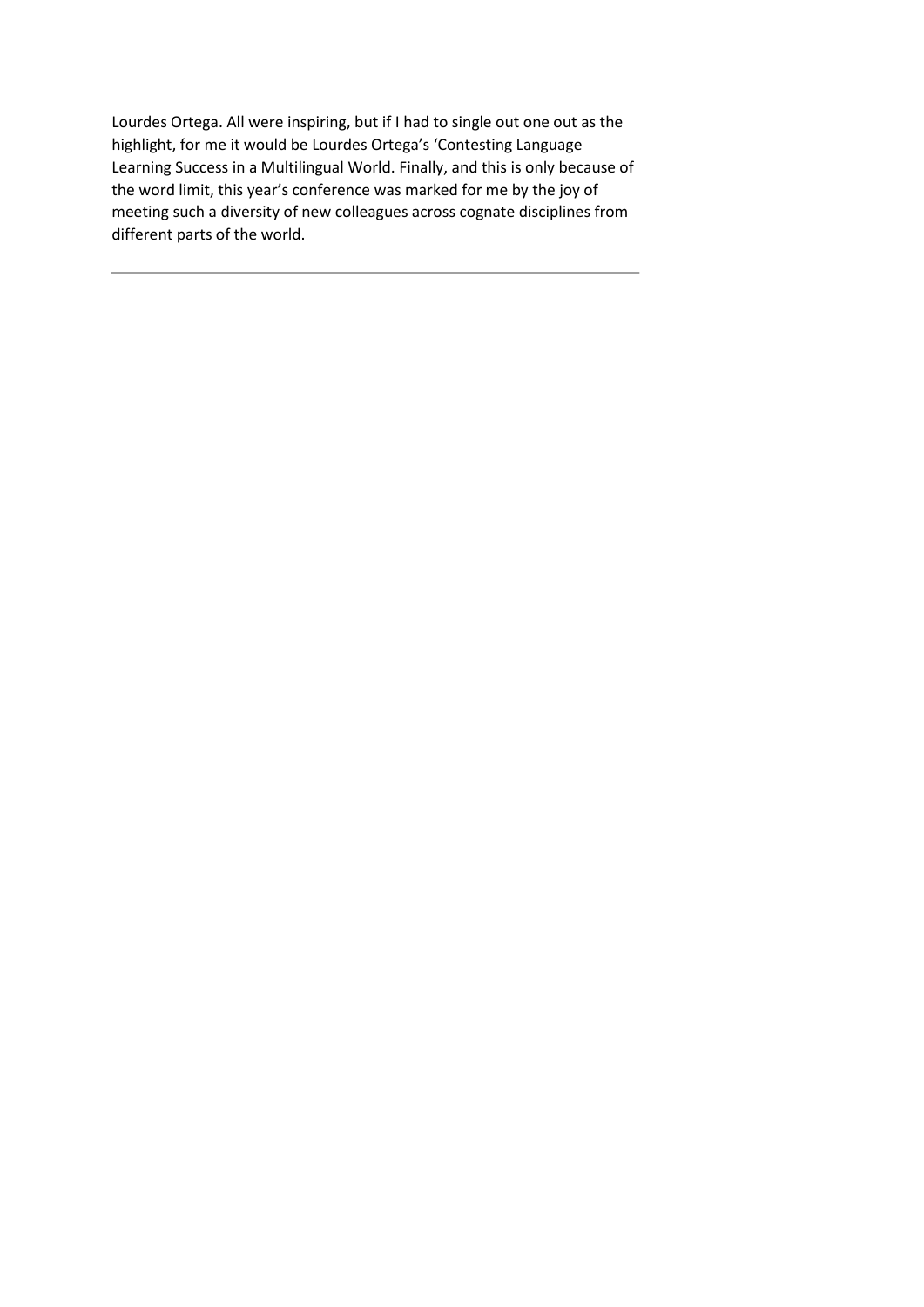Lourdes Ortega. All were inspiring, but if I had to single out one out as the highlight, for me it would be Lourdes Ortega's 'Contesting Language Learning Success in a Multilingual World. Finally, and this is only because of the word limit, this year's conference was marked for me by the joy of meeting such a diversity of new colleagues across cognate disciplines from different parts of the world.

---